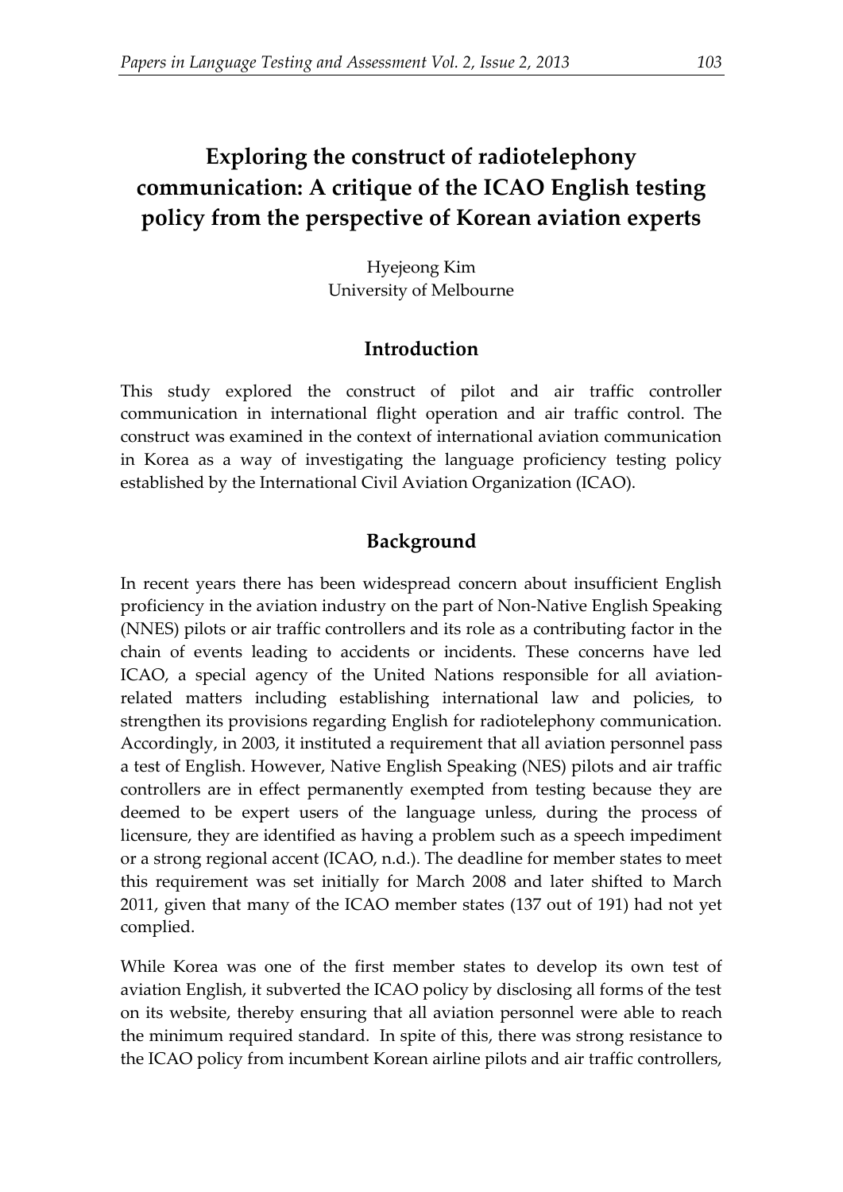# Exploring the construct of radiotelephony communication: A critique of the ICAO English testing policy from the perspective of Korean aviation experts

Hyejeong Kim
University of Melbourne

## Introduction

This study explored the construct of pilot and air traffic controller communication in international flight operation and air traffic control. The construct was examined in the context of international aviation communication in Korea as a way of investigating the language proficiency testing policy established by the International Civil Aviation Organization (ICAO).

## Background

In recent years there has been widespread concern about insufficient English proficiency in the aviation industry on the part of Non-Native English Speaking (NNES) pilots or air traffic controllers and its role as a contributing factor in the chain of events leading to accidents or incidents. These concerns have led ICAO, a special agency of the United Nations responsible for all aviation-related matters including establishing international law and policies, to strengthen its provisions regarding English for radiotelephony communication. Accordingly, in 2003, it instituted a requirement that all aviation personnel pass a test of English. However, Native English Speaking (NES) pilots and air traffic controllers are in effect permanently exempted from testing because they are deemed to be expert users of the language unless, during the process of licensure, they are identified as having a problem such as a speech impediment or a strong regional accent (ICAO, n.d.). The deadline for member states to meet this requirement was set initially for March 2008 and later shifted to March 2011, given that many of the ICAO member states (137 out of 191) had not yet complied.

While Korea was one of the first member states to develop its own test of aviation English, it subverted the ICAO policy by disclosing all forms of the test on its website, thereby ensuring that all aviation personnel were able to reach the minimum required standard. In spite of this, there was strong resistance to the ICAO policy from incumbent Korean airline pilots and air traffic controllers,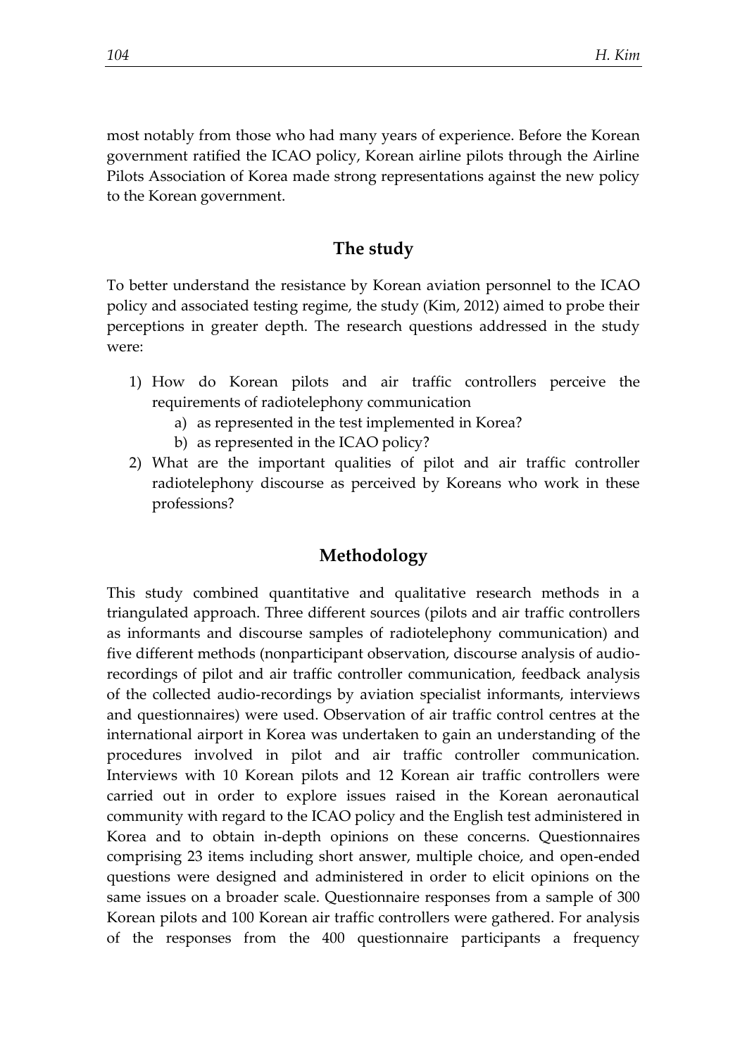most notably from those who had many years of experience. Before the Korean government ratified the ICAO policy, Korean airline pilots through the Airline Pilots Association of Korea made strong representations against the new policy to the Korean government.

## The study

To better understand the resistance by Korean aviation personnel to the ICAO policy and associated testing regime, the study (Kim, 2012) aimed to probe their perceptions in greater depth. The research questions addressed in the study were:

1) How do Korean pilots and air traffic controllers perceive the requirements of radiotelephony communication
    a) as represented in the test implemented in Korea?
    b) as represented in the ICAO policy?
2) What are the important qualities of pilot and air traffic controller radiotelephony discourse as perceived by Koreans who work in these professions?

## Methodology

This study combined quantitative and qualitative research methods in a triangulated approach. Three different sources (pilots and air traffic controllers as informants and discourse samples of radiotelephony communication) and five different methods (nonparticipant observation, discourse analysis of audio-recordings of pilot and air traffic controller communication, feedback analysis of the collected audio-recordings by aviation specialist informants, interviews and questionnaires) were used. Observation of air traffic control centres at the international airport in Korea was undertaken to gain an understanding of the procedures involved in pilot and air traffic controller communication. Interviews with 10 Korean pilots and 12 Korean air traffic controllers were carried out in order to explore issues raised in the Korean aeronautical community with regard to the ICAO policy and the English test administered in Korea and to obtain in-depth opinions on these concerns. Questionnaires comprising 23 items including short answer, multiple choice, and open-ended questions were designed and administered in order to elicit opinions on the same issues on a broader scale. Questionnaire responses from a sample of 300 Korean pilots and 100 Korean air traffic controllers were gathered. For analysis of the responses from the 400 questionnaire participants a frequency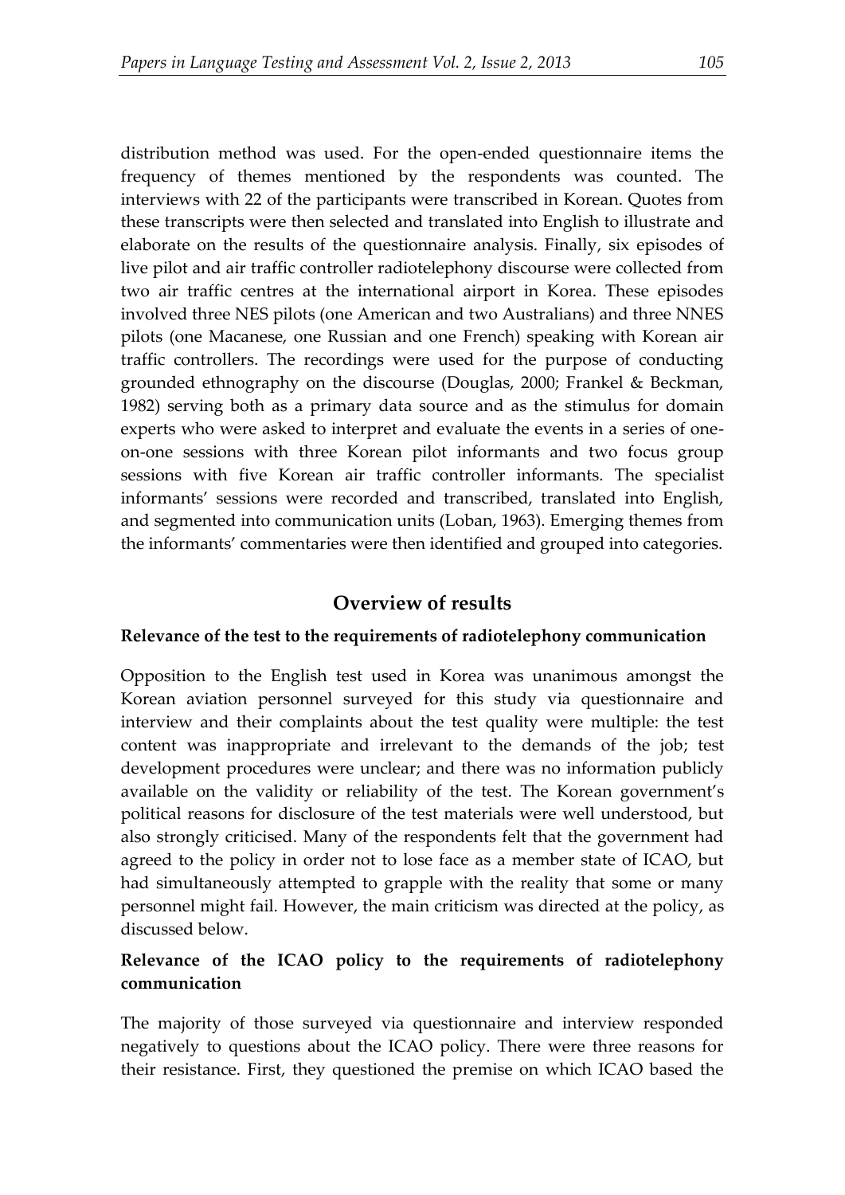distribution method was used. For the open-ended questionnaire items the frequency of themes mentioned by the respondents was counted. The interviews with 22 of the participants were transcribed in Korean. Quotes from these transcripts were then selected and translated into English to illustrate and elaborate on the results of the questionnaire analysis. Finally, six episodes of live pilot and air traffic controller radiotelephony discourse were collected from two air traffic centres at the international airport in Korea. These episodes involved three NES pilots (one American and two Australians) and three NNES pilots (one Macanese, one Russian and one French) speaking with Korean air traffic controllers. The recordings were used for the purpose of conducting grounded ethnography on the discourse (Douglas, 2000; Frankel & Beckman, 1982) serving both as a primary data source and as the stimulus for domain experts who were asked to interpret and evaluate the events in a series of one-on-one sessions with three Korean pilot informants and two focus group sessions with five Korean air traffic controller informants. The specialist informants' sessions were recorded and transcribed, translated into English, and segmented into communication units (Loban, 1963). Emerging themes from the informants' commentaries were then identified and grouped into categories.

## Overview of results

### Relevance of the test to the requirements of radiotelephony communication

Opposition to the English test used in Korea was unanimous amongst the Korean aviation personnel surveyed for this study via questionnaire and interview and their complaints about the test quality were multiple: the test content was inappropriate and irrelevant to the demands of the job; test development procedures were unclear; and there was no information publicly available on the validity or reliability of the test. The Korean government's political reasons for disclosure of the test materials were well understood, but also strongly criticised. Many of the respondents felt that the government had agreed to the policy in order not to lose face as a member state of ICAO, but had simultaneously attempted to grapple with the reality that some or many personnel might fail. However, the main criticism was directed at the policy, as discussed below.

### Relevance of the ICAO policy to the requirements of radiotelephony communication

The majority of those surveyed via questionnaire and interview responded negatively to questions about the ICAO policy. There were three reasons for their resistance. First, they questioned the premise on which ICAO based the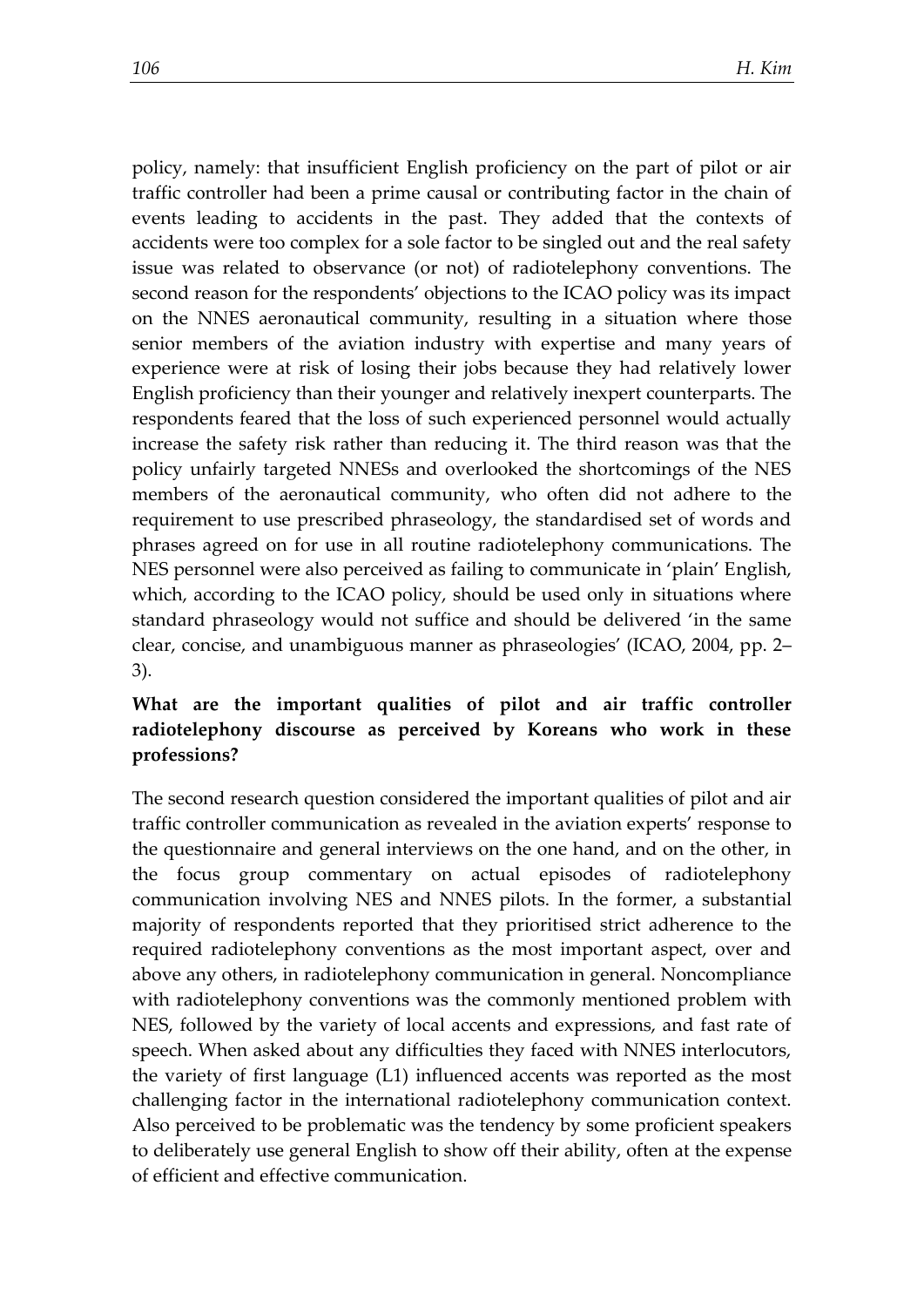policy, namely: that insufficient English proficiency on the part of pilot or air traffic controller had been a prime causal or contributing factor in the chain of events leading to accidents in the past. They added that the contexts of accidents were too complex for a sole factor to be singled out and the real safety issue was related to observance (or not) of radiotelephony conventions. The second reason for the respondents' objections to the ICAO policy was its impact on the NNES aeronautical community, resulting in a situation where those senior members of the aviation industry with expertise and many years of experience were at risk of losing their jobs because they had relatively lower English proficiency than their younger and relatively inexpert counterparts. The respondents feared that the loss of such experienced personnel would actually increase the safety risk rather than reducing it. The third reason was that the policy unfairly targeted NNESs and overlooked the shortcomings of the NES members of the aeronautical community, who often did not adhere to the requirement to use prescribed phraseology, the standardised set of words and phrases agreed on for use in all routine radiotelephony communications. The NES personnel were also perceived as failing to communicate in 'plain' English, which, according to the ICAO policy, should be used only in situations where standard phraseology would not suffice and should be delivered 'in the same clear, concise, and unambiguous manner as phraseologies' (ICAO, 2004, pp. 2–3).

**What are the important qualities of pilot and air traffic controller radiotelephony discourse as perceived by Koreans who work in these professions?**

The second research question considered the important qualities of pilot and air traffic controller communication as revealed in the aviation experts' response to the questionnaire and general interviews on the one hand, and on the other, in the focus group commentary on actual episodes of radiotelephony communication involving NES and NNES pilots. In the former, a substantial majority of respondents reported that they prioritised strict adherence to the required radiotelephony conventions as the most important aspect, over and above any others, in radiotelephony communication in general. Noncompliance with radiotelephony conventions was the commonly mentioned problem with NES, followed by the variety of local accents and expressions, and fast rate of speech. When asked about any difficulties they faced with NNES interlocutors, the variety of first language (L1) influenced accents was reported as the most challenging factor in the international radiotelephony communication context. Also perceived to be problematic was the tendency by some proficient speakers to deliberately use general English to show off their ability, often at the expense of efficient and effective communication.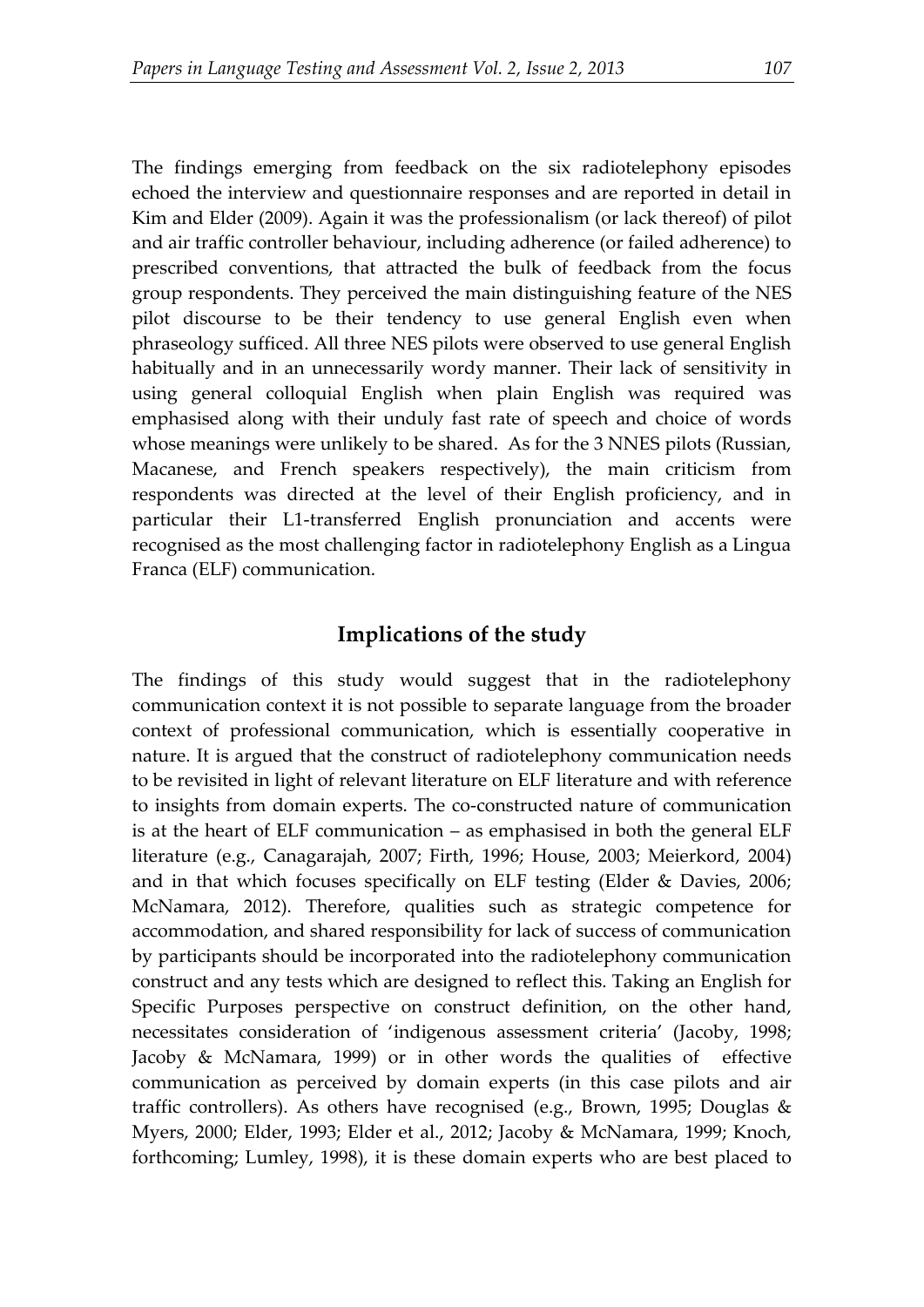The findings emerging from feedback on the six radiotelephony episodes echoed the interview and questionnaire responses and are reported in detail in Kim and Elder (2009). Again it was the professionalism (or lack thereof) of pilot and air traffic controller behaviour, including adherence (or failed adherence) to prescribed conventions, that attracted the bulk of feedback from the focus group respondents. They perceived the main distinguishing feature of the NES pilot discourse to be their tendency to use general English even when phraseology sufficed. All three NES pilots were observed to use general English habitually and in an unnecessarily wordy manner. Their lack of sensitivity in using general colloquial English when plain English was required was emphasised along with their unduly fast rate of speech and choice of words whose meanings were unlikely to be shared. As for the 3 NNES pilots (Russian, Macanese, and French speakers respectively), the main criticism from respondents was directed at the level of their English proficiency, and in particular their L1-transferred English pronunciation and accents were recognised as the most challenging factor in radiotelephony English as a Lingua Franca (ELF) communication.

## Implications of the study

The findings of this study would suggest that in the radiotelephony communication context it is not possible to separate language from the broader context of professional communication, which is essentially cooperative in nature. It is argued that the construct of radiotelephony communication needs to be revisited in light of relevant literature on ELF literature and with reference to insights from domain experts. The co-constructed nature of communication is at the heart of ELF communication – as emphasised in both the general ELF literature (e.g., Canagarajah, 2007; Firth, 1996; House, 2003; Meierkord, 2004) and in that which focuses specifically on ELF testing (Elder & Davies, 2006; McNamara, 2012). Therefore, qualities such as strategic competence for accommodation, and shared responsibility for lack of success of communication by participants should be incorporated into the radiotelephony communication construct and any tests which are designed to reflect this. Taking an English for Specific Purposes perspective on construct definition, on the other hand, necessitates consideration of 'indigenous assessment criteria' (Jacoby, 1998; Jacoby & McNamara, 1999) or in other words the qualities of effective communication as perceived by domain experts (in this case pilots and air traffic controllers). As others have recognised (e.g., Brown, 1995; Douglas & Myers, 2000; Elder, 1993; Elder et al., 2012; Jacoby & McNamara, 1999; Knoch, forthcoming; Lumley, 1998), it is these domain experts who are best placed to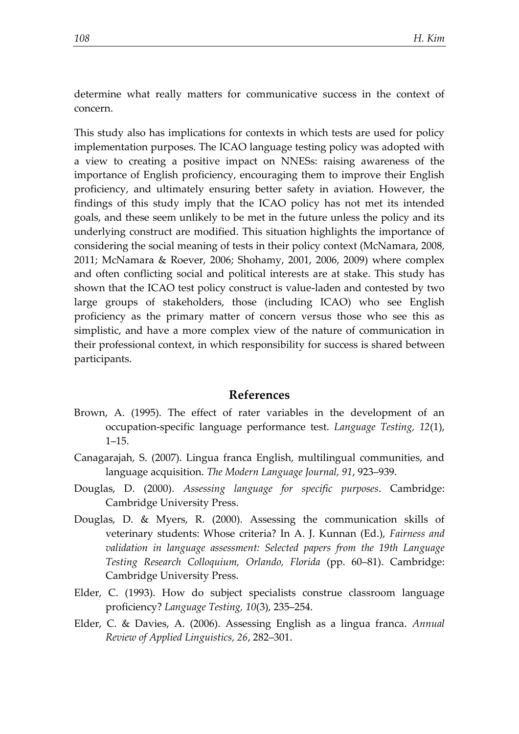determine what really matters for communicative success in the context of concern.

This study also has implications for contexts in which tests are used for policy implementation purposes. The ICAO language testing policy was adopted with a view to creating a positive impact on NNESs: raising awareness of the importance of English proficiency, encouraging them to improve their English proficiency, and ultimately ensuring better safety in aviation. However, the findings of this study imply that the ICAO policy has not met its intended goals, and these seem unlikely to be met in the future unless the policy and its underlying construct are modified. This situation highlights the importance of considering the social meaning of tests in their policy context (McNamara, 2008, 2011; McNamara & Roever, 2006; Shohamy, 2001, 2006, 2009) where complex and often conflicting social and political interests are at stake. This study has shown that the ICAO test policy construct is value-laden and contested by two large groups of stakeholders, those (including ICAO) who see English proficiency as the primary matter of concern versus those who see this as simplistic, and have a more complex view of the nature of communication in their professional context, in which responsibility for success is shared between participants.

## References

Brown, A. (1995). The effect of rater variables in the development of an occupation-specific language performance test. *Language Testing, 12*(1), 1–15.

Canagarajah, S. (2007). Lingua franca English, multilingual communities, and language acquisition. *The Modern Language Journal, 91*, 923–939.

Douglas, D. (2000). *Assessing language for specific purposes*. Cambridge: Cambridge University Press.

Douglas, D. & Myers, R. (2000). Assessing the communication skills of veterinary students: Whose criteria? In A. J. Kunnan (Ed.), *Fairness and validation in language assessment: Selected papers from the 19th Language Testing Research Colloquium, Orlando, Florida* (pp. 60–81). Cambridge: Cambridge University Press.

Elder, C. (1993). How do subject specialists construe classroom language proficiency? *Language Testing, 10*(3), 235–254.

Elder, C. & Davies, A. (2006). Assessing English as a lingua franca. *Annual Review of Applied Linguistics, 26*, 282–301.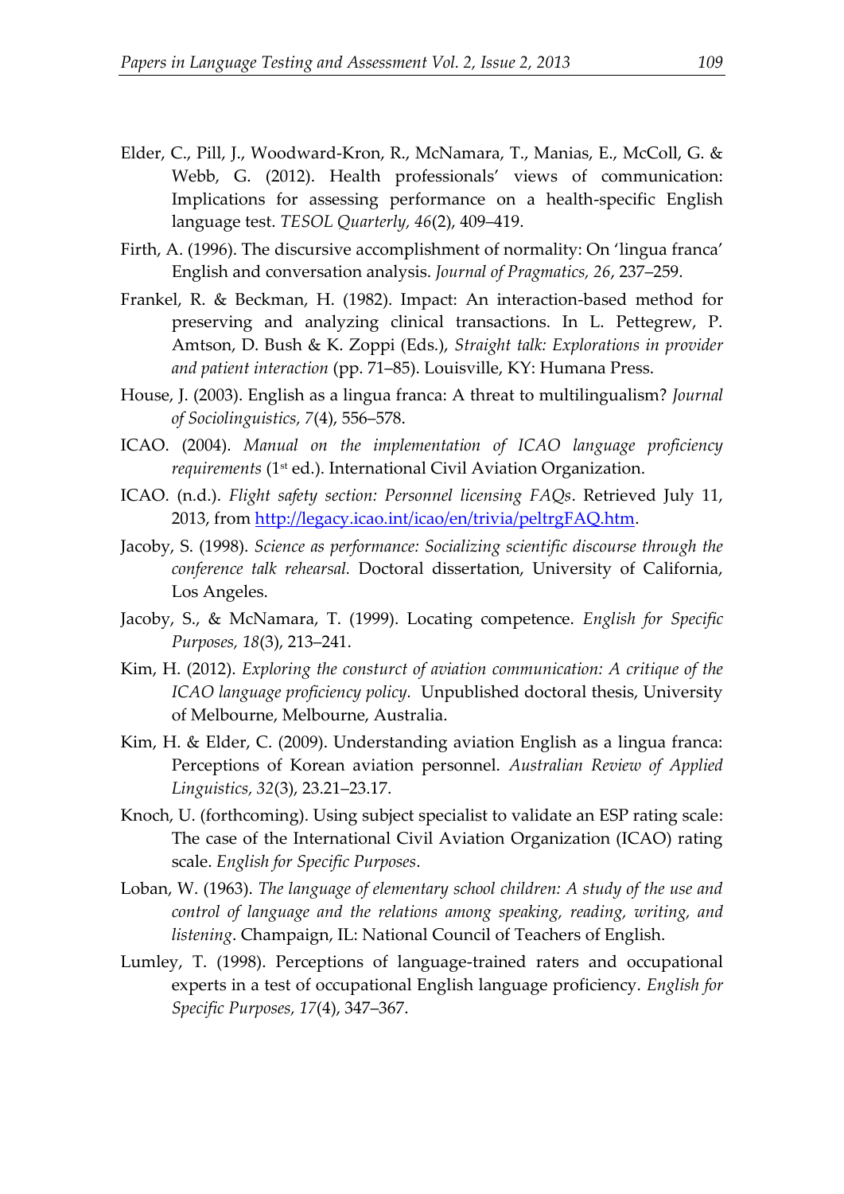Elder, C., Pill, J., Woodward-Kron, R., McNamara, T., Manias, E., McColl, G. & Webb, G. (2012). Health professionals' views of communication: Implications for assessing performance on a health-specific English language test. *TESOL Quarterly, 46*(2), 409–419.

Firth, A. (1996). The discursive accomplishment of normality: On 'lingua franca' English and conversation analysis. *Journal of Pragmatics, 26*, 237–259.

Frankel, R. & Beckman, H. (1982). Impact: An interaction-based method for preserving and analyzing clinical transactions. In L. Pettegrew, P. Amtson, D. Bush & K. Zoppi (Eds.), *Straight talk: Explorations in provider and patient interaction* (pp. 71–85). Louisville, KY: Humana Press.

House, J. (2003). English as a lingua franca: A threat to multilingualism? *Journal of Sociolinguistics, 7*(4), 556–578.

ICAO. (2004). *Manual on the implementation of ICAO language proficiency requirements* (1st ed.). International Civil Aviation Organization.

ICAO. (n.d.). *Flight safety section: Personnel licensing FAQs*. Retrieved July 11, 2013, from http://legacy.icao.int/icao/en/trivia/peltrgFAQ.htm.

Jacoby, S. (1998). *Science as performance: Socializing scientific discourse through the conference talk rehearsal.* Doctoral dissertation, University of California, Los Angeles.

Jacoby, S., & McNamara, T. (1999). Locating competence. *English for Specific Purposes, 18*(3), 213–241.

Kim, H. (2012). *Exploring the consturct of aviation communication: A critique of the ICAO language proficiency policy.* Unpublished doctoral thesis, University of Melbourne, Melbourne, Australia.

Kim, H. & Elder, C. (2009). Understanding aviation English as a lingua franca: Perceptions of Korean aviation personnel. *Australian Review of Applied Linguistics, 32*(3), 23.21–23.17.

Knoch, U. (forthcoming). Using subject specialist to validate an ESP rating scale: The case of the International Civil Aviation Organization (ICAO) rating scale. *English for Specific Purposes*.

Loban, W. (1963). *The language of elementary school children: A study of the use and control of language and the relations among speaking, reading, writing, and listening*. Champaign, IL: National Council of Teachers of English.

Lumley, T. (1998). Perceptions of language-trained raters and occupational experts in a test of occupational English language proficiency. *English for Specific Purposes, 17*(4), 347–367.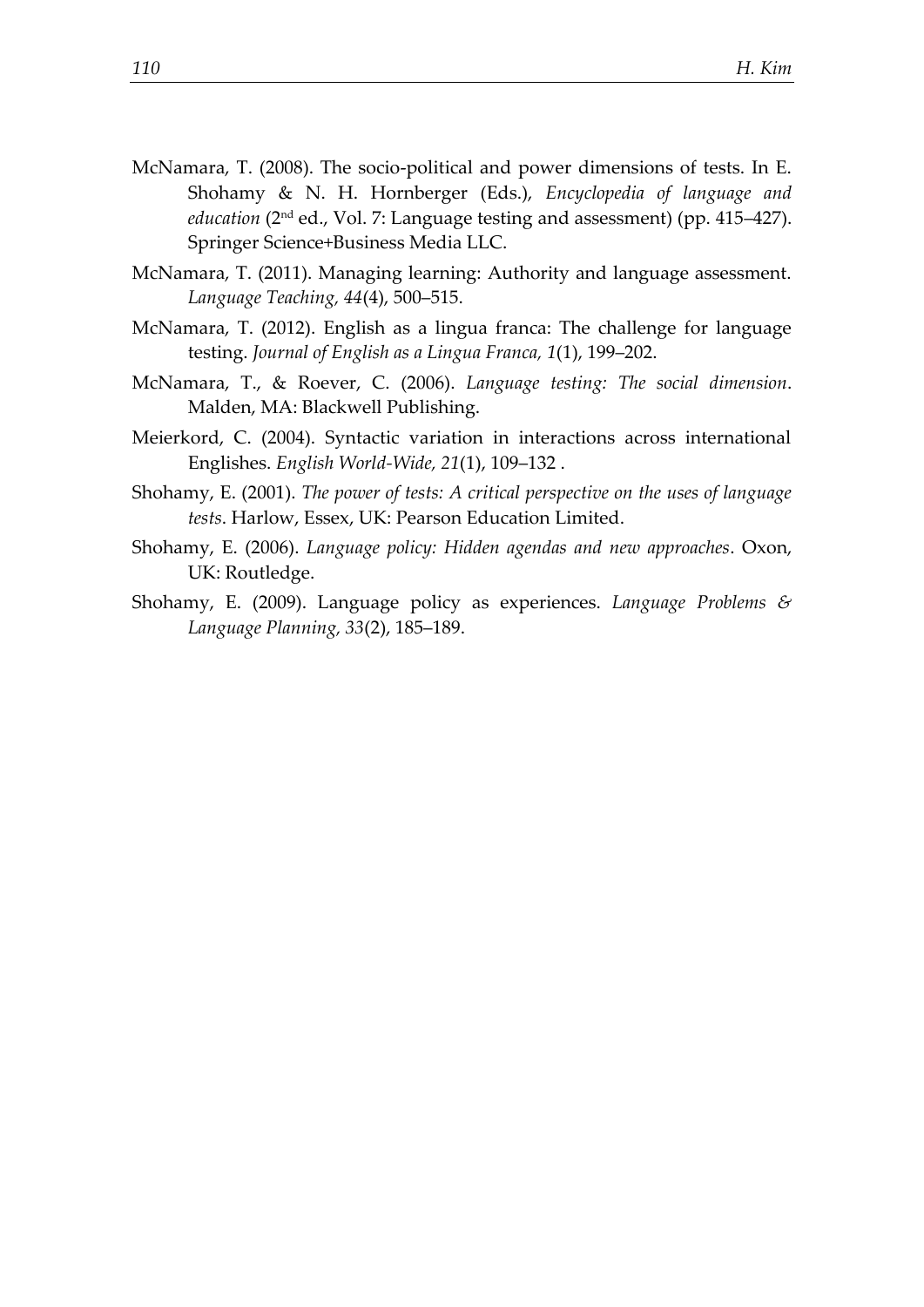McNamara, T. (2008). The socio-political and power dimensions of tests. In E. Shohamy & N. H. Hornberger (Eds.), *Encyclopedia of language and education* (2nd ed., Vol. 7: Language testing and assessment) (pp. 415–427). Springer Science+Business Media LLC.

McNamara, T. (2011). Managing learning: Authority and language assessment. *Language Teaching, 44*(4), 500–515.

McNamara, T. (2012). English as a lingua franca: The challenge for language testing. *Journal of English as a Lingua Franca, 1*(1), 199–202.

McNamara, T., & Roever, C. (2006). *Language testing: The social dimension*. Malden, MA: Blackwell Publishing.

Meierkord, C. (2004). Syntactic variation in interactions across international Englishes. *English World-Wide, 21*(1), 109–132 .

Shohamy, E. (2001). *The power of tests: A critical perspective on the uses of language tests*. Harlow, Essex, UK: Pearson Education Limited.

Shohamy, E. (2006). *Language policy: Hidden agendas and new approaches*. Oxon, UK: Routledge.

Shohamy, E. (2009). Language policy as experiences. *Language Problems & Language Planning, 33*(2), 185–189.